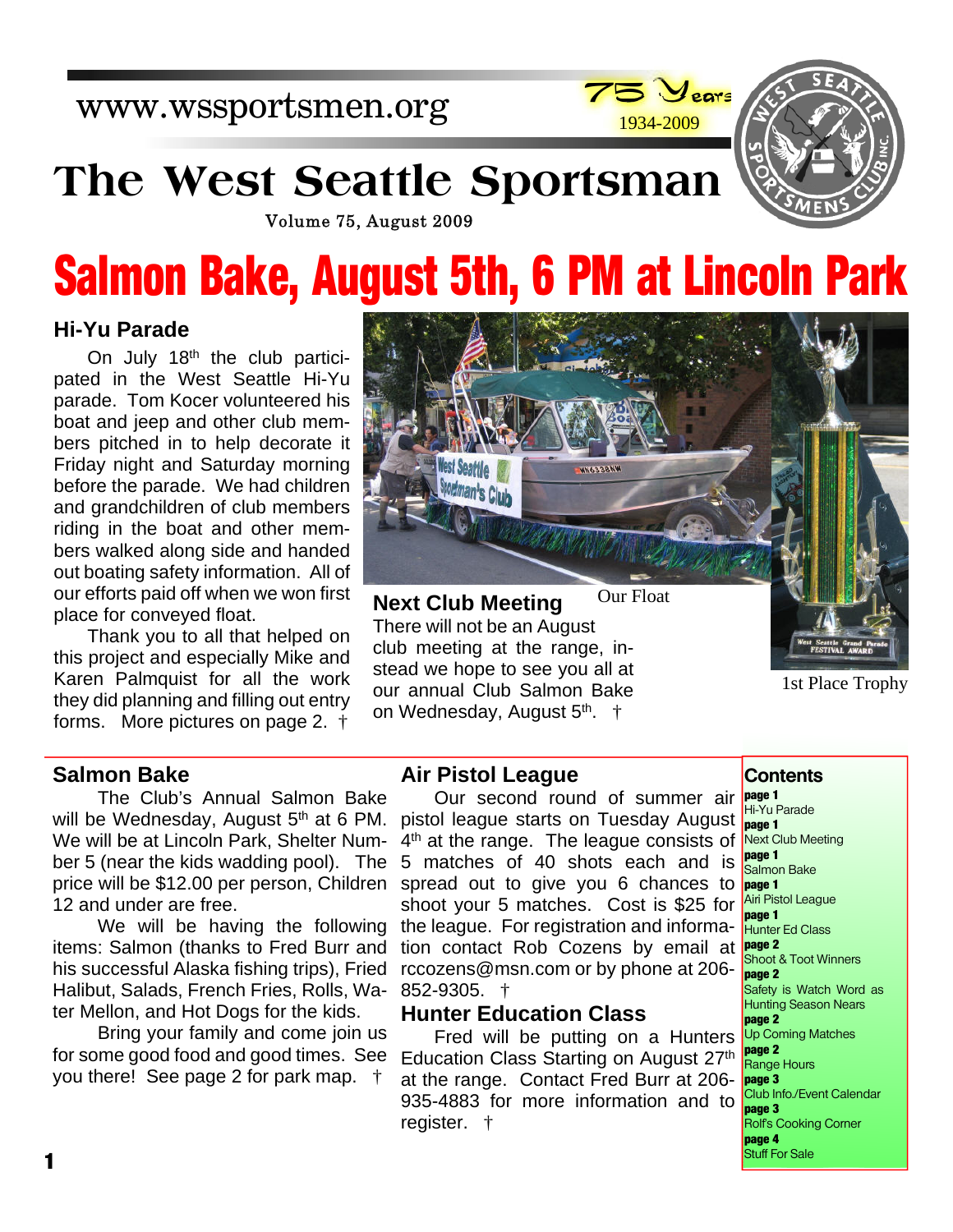www.wssportsmen.org

75 Years 1934-2009

# The West Seattle Sportsman

Volume 75, August 2009

# Salmon Bake, August 5th, 6 PM at Lincoln Park

## Hi-Yu Parade

On July 18th the club participated in the West Seattle Hi-Yu parade. Tom Kocer volunteered his boat and jeep and other club members pitched in to help decorate it Friday night and Saturday morning before the parade. We had children and grandchildren of club members riding in the boat and other members walked along side and handed out boating safety information. All of our efforts paid off when we won first place for conveyed float.

Thank you to all that helped on this project and especially Mike and Karen Palmquist for all the work they did planning and filling out entry forms. More pictures on page 2. †

Our Float

1st Place Trophy

## Next Club Meeting

There will not be an August club meeting at the range, instead we hope to see you all at our annual Club Salmon Bake on Wednesday, August 5th. †

## Salmon Bake

The Club's Annual Salmon Bake will be Wednesday, August 5th at 6 PM. We will be at Lincoln Park, Shelter Number 5 (near the kids wadding pool). The price will be $12.00 per person, Children 12 and under are free.

We will be having the following items: Salmon (thanks to Fred Burr and his successful Alaska fishing trips), Fried Halibut, Salads, French Fries, Rolls, Water Mellon, and Hot Dogs for the kids.

Bring your family and come join us for some good food and good times. See you there! See page 2 for park map. †

## Air Pistol League

Our second round of summer air pistol league starts on Tuesday August 4th at the range. The league consists of 5 matches of 40 shots each and is spread out to give you 6 chances to shoot your 5 matches. Cost is $25 for the league. For registration and information contact Rob Cozens by email at rccozens@msn.com or by phone at 206-852-9305. †

## Hunter Education Class

Fred will be putting on a Hunters Education Class Starting on August 27th at the range. Contact Fred Burr at 206-935-4883 for more information and to register. †

## Contents

**page 1** Hi-Yu Parade
**page 1** Next Club Meeting
**page 1** Salmon Bake
**page 1** Airi Pistol League
**page 1** Hunter Ed Class
**page 2** Shoot & Toot Winners
**page 2** Safety is Watch Word as Hunting Season Nears
**page 2** Up Coming Matches
**page 2** Range Hours
**page 3** Club Info./Event Calendar
**page 3** Rolf's Cooking Corner
**page 4** Stuff For Sale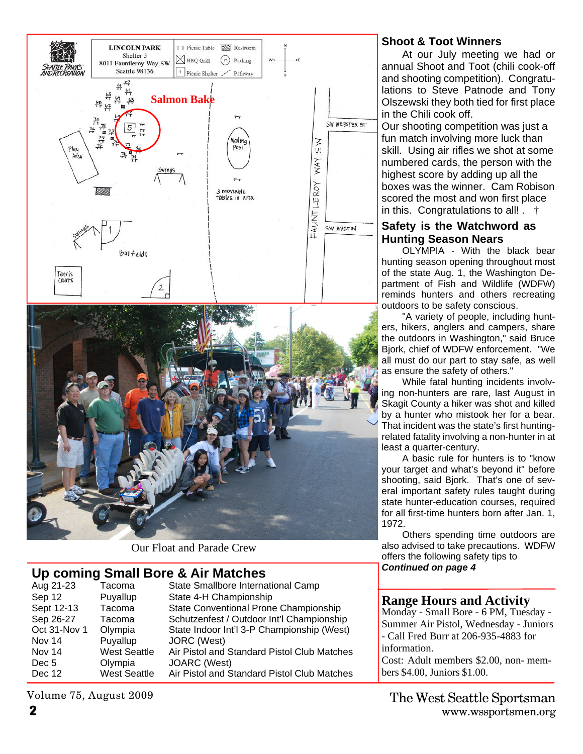LINCOLN PARK
Shelter 5
8011 Fauntleroy Way SW
Seattle 98136

Salmon Bake

Our Float and Parade Crew

## Up coming Small Bore & Air Matches

| | | |
|---|---|---|
| Aug 21-23 | Tacoma | State Smallbore International Camp |
| Sep 12 | Puyallup | State 4-H Championship |
| Sept 12-13 | Tacoma | State Conventional Prone Championship |
| Sep 26-27 | Tacoma | Schutzenfest / Outdoor Int'l Championship |
| Oct 31-Nov 1 | Olympia | State Indoor Int'l 3-P Championship (West) |
| Nov 14 | Puyallup | JORC (West) |
| Nov 14 | West Seattle | Air Pistol and Standard Pistol Club Matches |
| Dec 5 | Olympia | JOARC (West) |
| Dec 12 | West Seattle | Air Pistol and Standard Pistol Club Matches |

## Shoot & Toot Winners

At our July meeting we had or annual Shoot and Toot (chili cook-off and shooting competition). Congratulations to Steve Patnode and Tony Olszewski they both tied for first place in the Chili cook off.

Our shooting competition was just a fun match involving more luck than skill. Using air rifles we shot at some numbered cards, the person with the highest score by adding up all the boxes was the winner. Cam Robison scored the most and won first place in this. Congratulations to all! . †

## Safety is the Watchword as Hunting Season Nears

OLYMPIA - With the black bear hunting season opening throughout most of the state Aug. 1, the Washington Department of Fish and Wildlife (WDFW) reminds hunters and others recreating outdoors to be safety conscious.

"A variety of people, including hunters, hikers, anglers and campers, share the outdoors in Washington," said Bruce Bjork, chief of WDFW enforcement. "We all must do our part to stay safe, as well as ensure the safety of others."

While fatal hunting incidents involving non-hunters are rare, last August in Skagit County a hiker was shot and killed by a hunter who mistook her for a bear. That incident was the state's first hunting-related fatality involving a non-hunter in at least a quarter-century.

A basic rule for hunters is to "know your target and what's beyond it" before shooting, said Bjork. That's one of several important safety rules taught during state hunter-education courses, required for all first-time hunters born after Jan. 1, 1972.

Others spending time outdoors are also advised to take precautions. WDFW offers the following safety tips to

***Continued on page 4***

## Range Hours and Activity

Monday - Small Bore - 6 PM, Tuesday - Summer Air Pistol, Wednesday - Juniors - Call Fred Burr at 206-935-4883 for information.

Cost: Adult members $2.00, non- members $4.00, Juniors $1.00.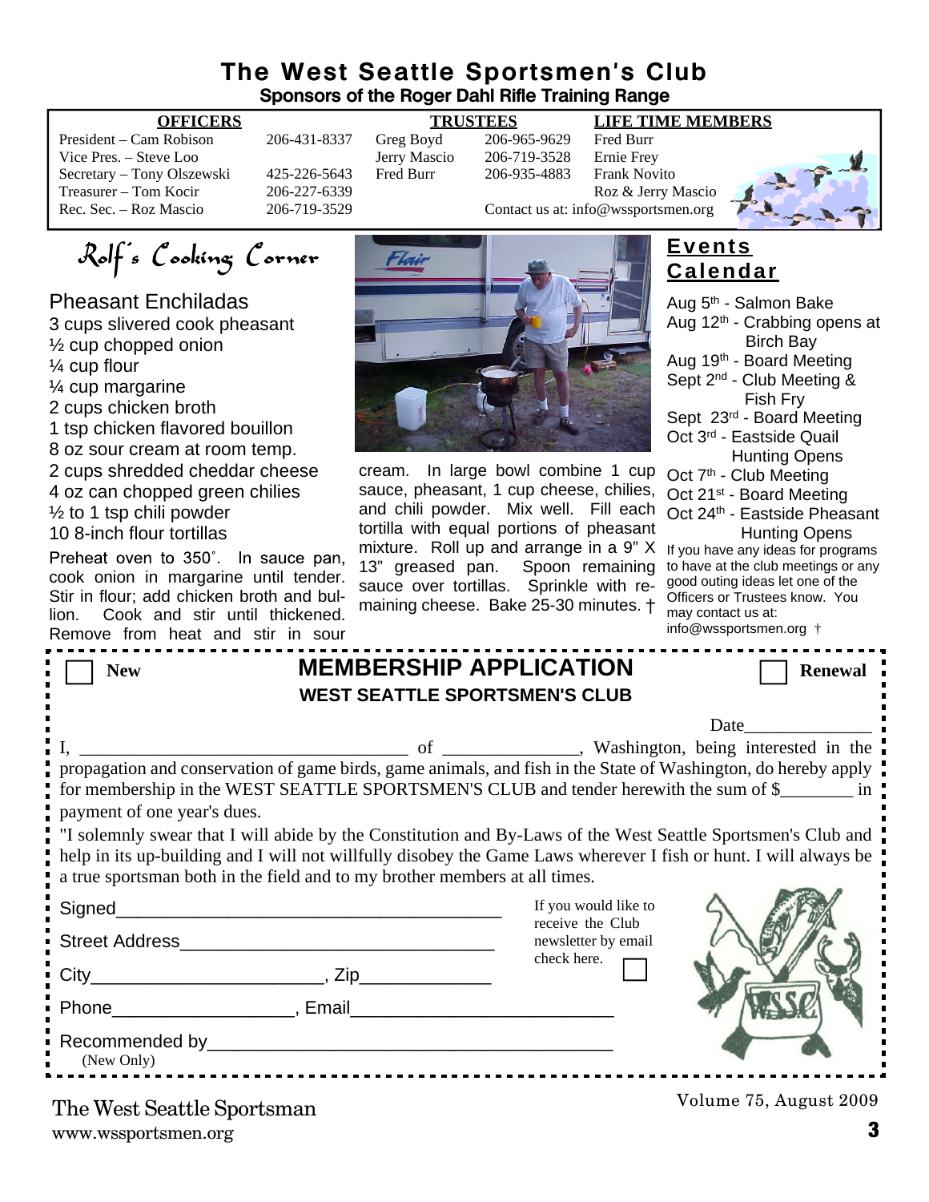# The West Seattle Sportsmen's Club

**Sponsors of the Roger Dahl Rifle Training Range**

| OFFICERS | | TRUSTEES | | LIFE TIME MEMBERS |
|---|---|---|---|---|
| President – Cam Robison | 206-431-8337 | Greg Boyd | 206-965-9629 | Fred Burr |
| Vice Pres. – Steve Loo | | Jerry Mascio | 206-719-3528 | Ernie Frey |
| Secretary – Tony Olszewski | 425-226-5643 | Fred Burr | 206-935-4883 | Frank Novito |
| Treasurer – Tom Kocir | 206-227-6339 | | | Roz & Jerry Mascio |
| Rec. Sec. – Roz Mascio | 206-719-3529 | | | |

Contact us at: info@wssportsmen.org

## Rolf's Cooking Corner

### Pheasant Enchiladas

- 3 cups slivered cook pheasant
- ½ cup chopped onion
- ¼ cup flour
- ¼ cup margarine
- 2 cups chicken broth
- 1 tsp chicken flavored bouillon
- 8 oz sour cream at room temp.
- 2 cups shredded cheddar cheese
- 4 oz can chopped green chilies
- ½ to 1 tsp chili powder
- 10 8-inch flour tortillas

Preheat oven to 350˚. In sauce pan, cook onion in margarine until tender. Stir in flour; add chicken broth and bullion. Cook and stir until thickened. Remove from heat and stir in sour cream. In large bowl combine 1 cup sauce, pheasant, 1 cup cheese, chilies, and chili powder. Mix well. Fill each tortilla with equal portions of pheasant mixture. Roll up and arrange in a 9" X 13" greased pan. Spoon remaining sauce over tortillas. Sprinkle with remaining cheese. Bake 25-30 minutes. †

## Events Calendar

- Aug 5th - Salmon Bake
- Aug 12th - Crabbing opens at Birch Bay
- Aug 19th - Board Meeting
- Sept 2nd - Club Meeting & Fish Fry
- Sept 23rd - Board Meeting
- Oct 3rd - Eastside Quail Hunting Opens
- Oct 7th - Club Meeting
- Oct 21st - Board Meeting
- Oct 24th - Eastside Pheasant Hunting Opens

If you have any ideas for programs to have at the club meetings or any good outing ideas let one of the Officers or Trustees know. You may contact us at: info@wssportsmen.org †

---

☐ **New** ☐ **Renewal**

## MEMBERSHIP APPLICATION

**WEST SEATTLE SPORTSMEN'S CLUB**

Date______________

I, ____________________________________ of _______________, Washington, being interested in the propagation and conservation of game birds, game animals, and fish in the State of Washington, do hereby apply for membership in the WEST SEATTLE SPORTSMEN'S CLUB and tender herewith the sum of $________ in payment of one year's dues.

"I solemnly swear that I will abide by the Constitution and By-Laws of the West Seattle Sportsmen's Club and help in its up-building and I will not willfully disobey the Game Laws wherever I fish or hunt. I will always be a true sportsman both in the field and to my brother members at all times.

Signed_______________________________________

Street Address________________________________

City_______________________, Zip_____________

Phone__________________, Email__________________________

Recommended by_________________________________________
(New Only)

If you would like to receive the Club newsletter by email check here. ☐

The West Seattle Sportsman
www.wssportsmen.org

Volume 75, August 2009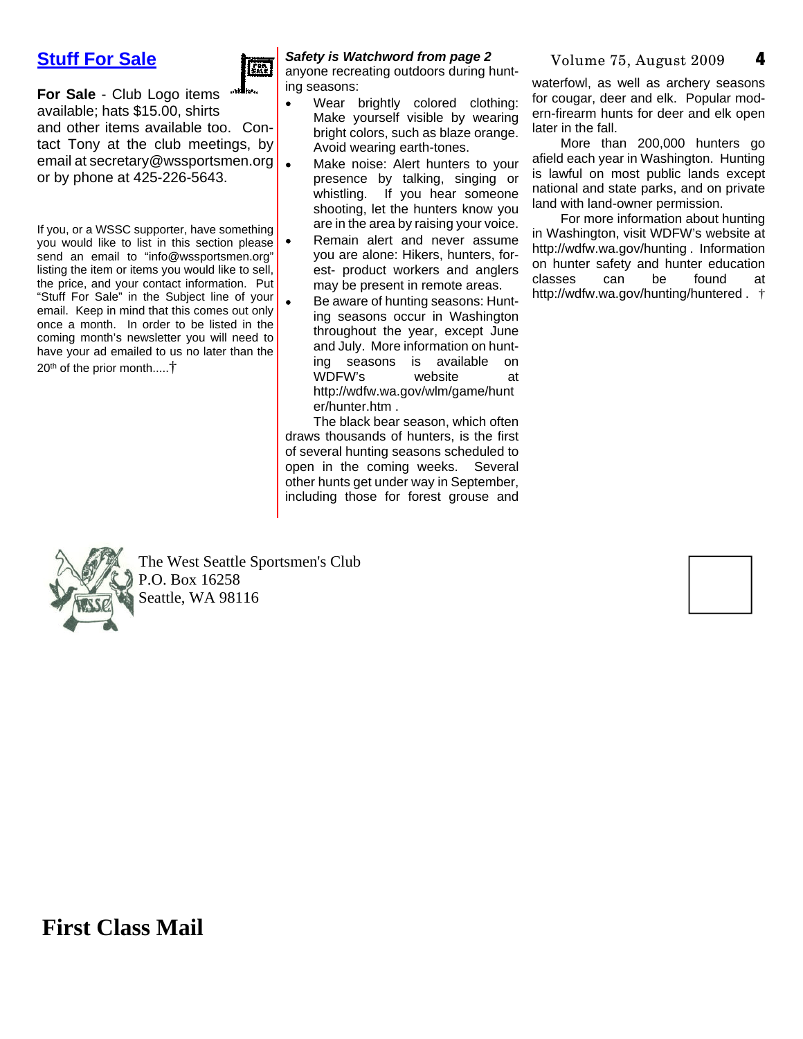## Stuff For Sale

**For Sale** - Club Logo items available; hats $15.00, shirts and other items available too. Contact Tony at the club meetings, by email at secretary@wssportsmen.org or by phone at 425-226-5643.

If you, or a WSSC supporter, have something you would like to list in this section please send an email to "info@wssportsmen.org" listing the item or items you would like to sell, the price, and your contact information. Put "Stuff For Sale" in the Subject line of your email. Keep in mind that this comes out only once a month. In order to be listed in the coming month's newsletter you will need to have your ad emailed to us no later than the 20th of the prior month.....†

***Safety is Watchword from page 2***

anyone recreating outdoors during hunting seasons:

- Wear brightly colored clothing: Make yourself visible by wearing bright colors, such as blaze orange. Avoid wearing earth-tones.
- Make noise: Alert hunters to your presence by talking, singing or whistling. If you hear someone shooting, let the hunters know you are in the area by raising your voice.
- Remain alert and never assume you are alone: Hikers, hunters, forest- product workers and anglers may be present in remote areas.
- Be aware of hunting seasons: Hunting seasons occur in Washington throughout the year, except June and July. More information on hunting seasons is available on WDFW's website at http://wdfw.wa.gov/wlm/game/hunter/hunter.htm .

The black bear season, which often draws thousands of hunters, is the first of several hunting seasons scheduled to open in the coming weeks. Several other hunts get under way in September, including those for forest grouse and waterfowl, as well as archery seasons for cougar, deer and elk. Popular modern-firearm hunts for deer and elk open later in the fall.

More than 200,000 hunters go afield each year in Washington. Hunting is lawful on most public lands except national and state parks, and on private land with land-owner permission.

For more information about hunting in Washington, visit WDFW's website at http://wdfw.wa.gov/hunting . Information on hunter safety and hunter education classes can be found at http://wdfw.wa.gov/hunting/huntered . †

The West Seattle Sportsmen's Club
P.O. Box 16258
Seattle, WA 98116

**First Class Mail**